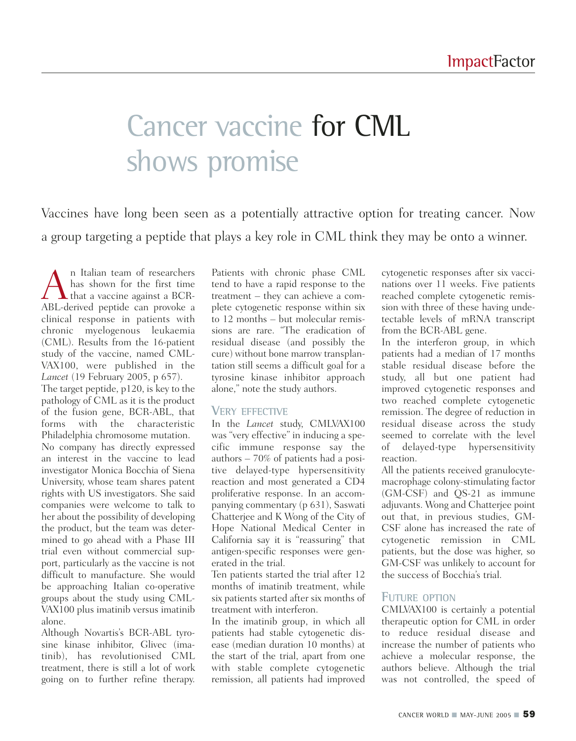# Cancer vaccine for CML shows promise

Vaccines have long been seen as a potentially attractive option for treating cancer. Now a group targeting a peptide that plays a key role in CML think they may be onto a winner.

An Italian team of researchers has shown for the first time that a vaccine against a BCR-ABL-derived peptide can provoke a clinical response in patients with chronic myelogenous leukaemia (CML). Results from the 16-patient study of the vaccine, named CML-VAX100, were published in the *Lancet* (19 February 2005, p 657).

The target peptide, p120, is key to the pathology of CML as it is the product of the fusion gene, BCR-ABL, that forms with the characteristic Philadelphia chromosome mutation.

No company has directly expressed an interest in the vaccine to lead investigator Monica Bocchia of Siena University, whose team shares patent rights with US investigators. She said companies were welcome to talk to her about the possibility of developing the product, but the team was determined to go ahead with a Phase III trial even without commercial support, particularly as the vaccine is not difficult to manufacture. She would be approaching Italian co-operative groups about the study using CML-VAX100 plus imatinib versus imatinib alone.

Although Novartis's BCR-ABL tyrosine kinase inhibitor, Glivec (imatinib), has revolutionised CML treatment, there is still a lot of work going on to further refine therapy. Patients with chronic phase CML tend to have a rapid response to the treatment – they can achieve a complete cytogenetic response within six to 12 months – but molecular remissions are rare. "The eradication of residual disease (and possibly the cure) without bone marrow transplantation still seems a difficult goal for a tyrosine kinase inhibitor approach alone," note the study authors.

## Very effective

In the *Lancet* study, CMLVAX100 was "very effective" in inducing a specific immune response say the authors – 70% of patients had a positive delayed-type hypersensitivity reaction and most generated a CD4 proliferative response. In an accompanying commentary (p 631), Saswati Chatterjee and K Wong of the City of Hope National Medical Center in California say it is "reassuring" that antigen-specific responses were generated in the trial.

Ten patients started the trial after 12 months of imatinib treatment, while six patients started after six months of treatment with interferon.

In the imatinib group, in which all patients had stable cytogenetic disease (median duration 10 months) at the start of the trial, apart from one with stable complete cytogenetic remission, all patients had improved cytogenetic responses after six vaccinations over 11 weeks. Five patients reached complete cytogenetic remission with three of these having undetectable levels of mRNA transcript from the BCR-ABL gene.

In the interferon group, in which patients had a median of 17 months stable residual disease before the study, all but one patient had improved cytogenetic responses and two reached complete cytogenetic remission. The degree of reduction in residual disease across the study seemed to correlate with the level of delayed-type hypersensitivity reaction.

All the patients received granulocyte-macrophage colony-stimulating factor (GM-CSF) and QS-21 as immune adjuvants. Wong and Chatterjee point out that, in previous studies, GM-CSF alone has increased the rate of cytogenetic remission in CML patients, but the dose was higher, so GM-CSF was unlikely to account for the success of Bocchia's trial.

## Future option

CMLVAX100 is certainly a potential therapeutic option for CML in order to reduce residual disease and increase the number of patients who achieve a molecular response, the authors believe. Although the trial was not controlled, the speed of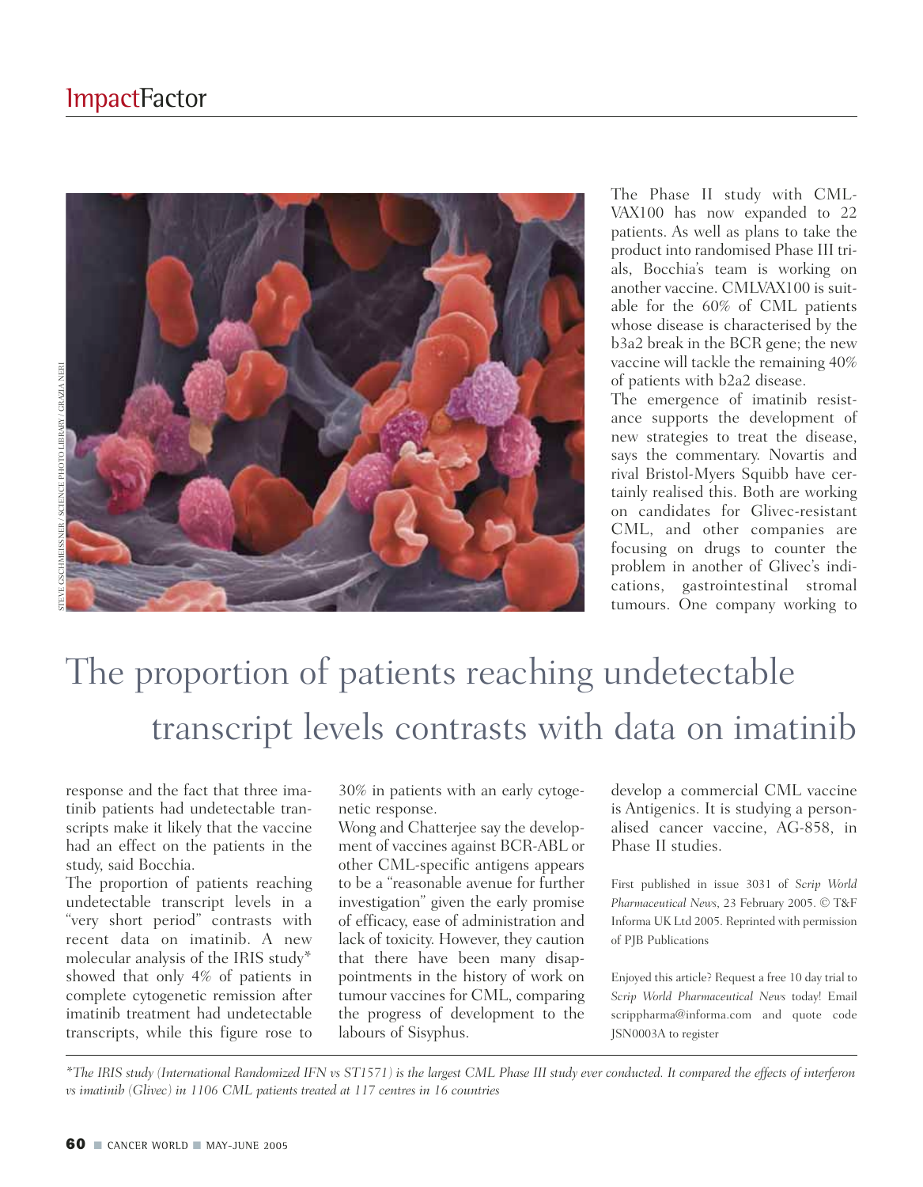The Phase II study with CML-VAX100 has now expanded to 22 patients. As well as plans to take the product into randomised Phase III trials, Bocchia's team is working on another vaccine. CMLVAX100 is suitable for the 60% of CML patients whose disease is characterised by the b3a2 break in the BCR gene; the new vaccine will tackle the remaining 40% of patients with b2a2 disease.

The emergence of imatinib resistance supports the development of new strategies to treat the disease, says the commentary. Novartis and rival Bristol-Myers Squibb have certainly realised this. Both are working on candidates for Glivec-resistant CML, and other companies are focusing on drugs to counter the problem in another of Glivec's indications, gastrointestinal stromal tumours. One company working to develop a commercial CML vaccine is Antigenics. It is studying a personalised cancer vaccine, AG-858, in Phase II studies.

## The proportion of patients reaching undetectable transcript levels contrasts with data on imatinib

response and the fact that three imatinib patients had undetectable transcripts make it likely that the vaccine had an effect on the patients in the study, said Bocchia.

The proportion of patients reaching undetectable transcript levels in a "very short period" contrasts with recent data on imatinib. A new molecular analysis of the IRIS study* showed that only 4% of patients in complete cytogenetic remission after imatinib treatment had undetectable transcripts, while this figure rose to 30% in patients with an early cytogenetic response.

Wong and Chatterjee say the development of vaccines against BCR-ABL or other CML-specific antigens appears to be a "reasonable avenue for further investigation" given the early promise of efficacy, ease of administration and lack of toxicity. However, they caution that there have been many disappointments in the history of work on tumour vaccines for CML, comparing the progress of development to the labours of Sisyphus.

First published in issue 3031 of *Scrip World Pharmaceutical News*, 23 February 2005. © T&F Informa UK Ltd 2005. Reprinted with permission of PJB Publications

Enjoyed this article? Request a free 10 day trial to *Scrip World Pharmaceutical News* today! Email scrippharma@informa.com and quote code JSN0003A to register

*\*The IRIS study (International Randomized IFN vs ST1571) is the largest CML Phase III study ever conducted. It compared the effects of interferon vs imatinib (Glivec) in 1106 CML patients treated at 117 centres in 16 countries*